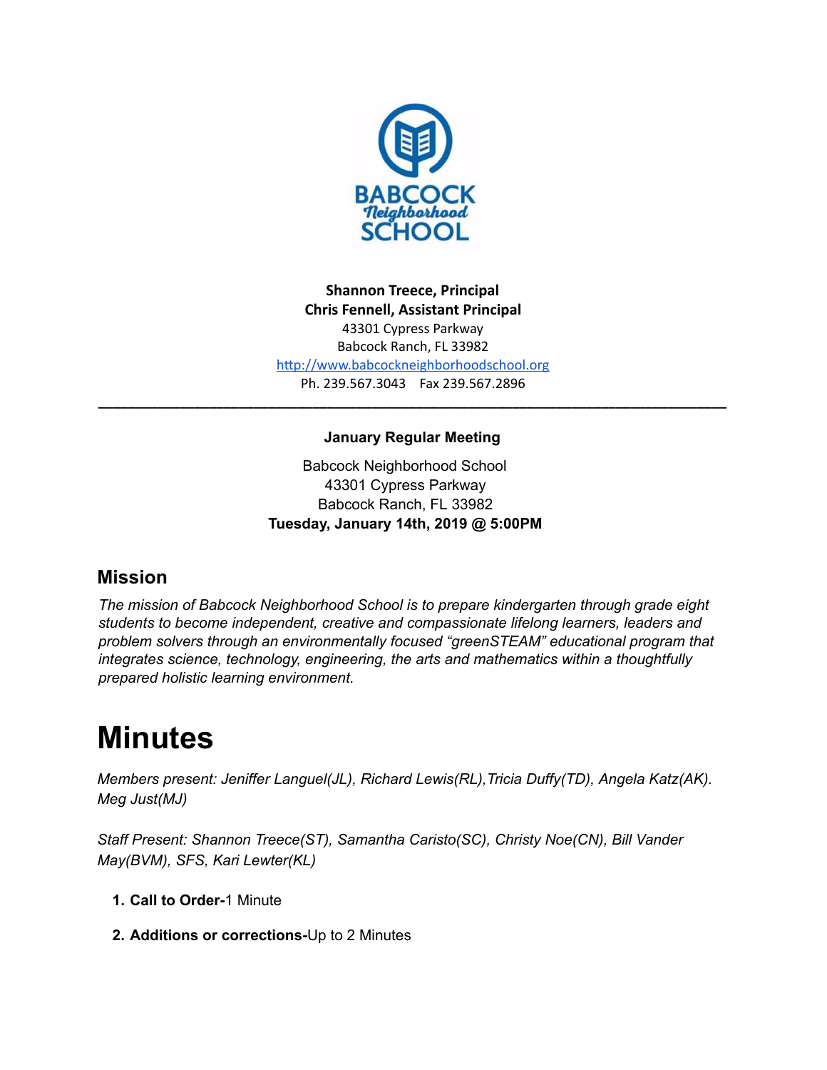**Shannon Treece, Principal**
**Chris Fennell, Assistant Principal**
43301 Cypress Parkway
Babcock Ranch, FL 33982
http://www.babcockneighborhoodschool.org
Ph. 239.567.3043 Fax 239.567.2896

---

**January Regular Meeting**

Babcock Neighborhood School
43301 Cypress Parkway
Babcock Ranch, FL 33982
**Tuesday, January 14th, 2019 @ 5:00PM**

## Mission

*The mission of Babcock Neighborhood School is to prepare kindergarten through grade eight students to become independent, creative and compassionate lifelong learners, leaders and problem solvers through an environmentally focused "greenSTEAM" educational program that integrates science, technology, engineering, the arts and mathematics within a thoughtfully prepared holistic learning environment.*

# Minutes

*Members present: Jeniffer Languel(JL), Richard Lewis(RL),Tricia Duffy(TD), Angela Katz(AK). Meg Just(MJ)*

*Staff Present: Shannon Treece(ST), Samantha Caristo(SC), Christy Noe(CN), Bill Vander May(BVM), SFS, Kari Lewter(KL)*

1. **Call to Order-**1 Minute
2. **Additions or corrections-**Up to 2 Minutes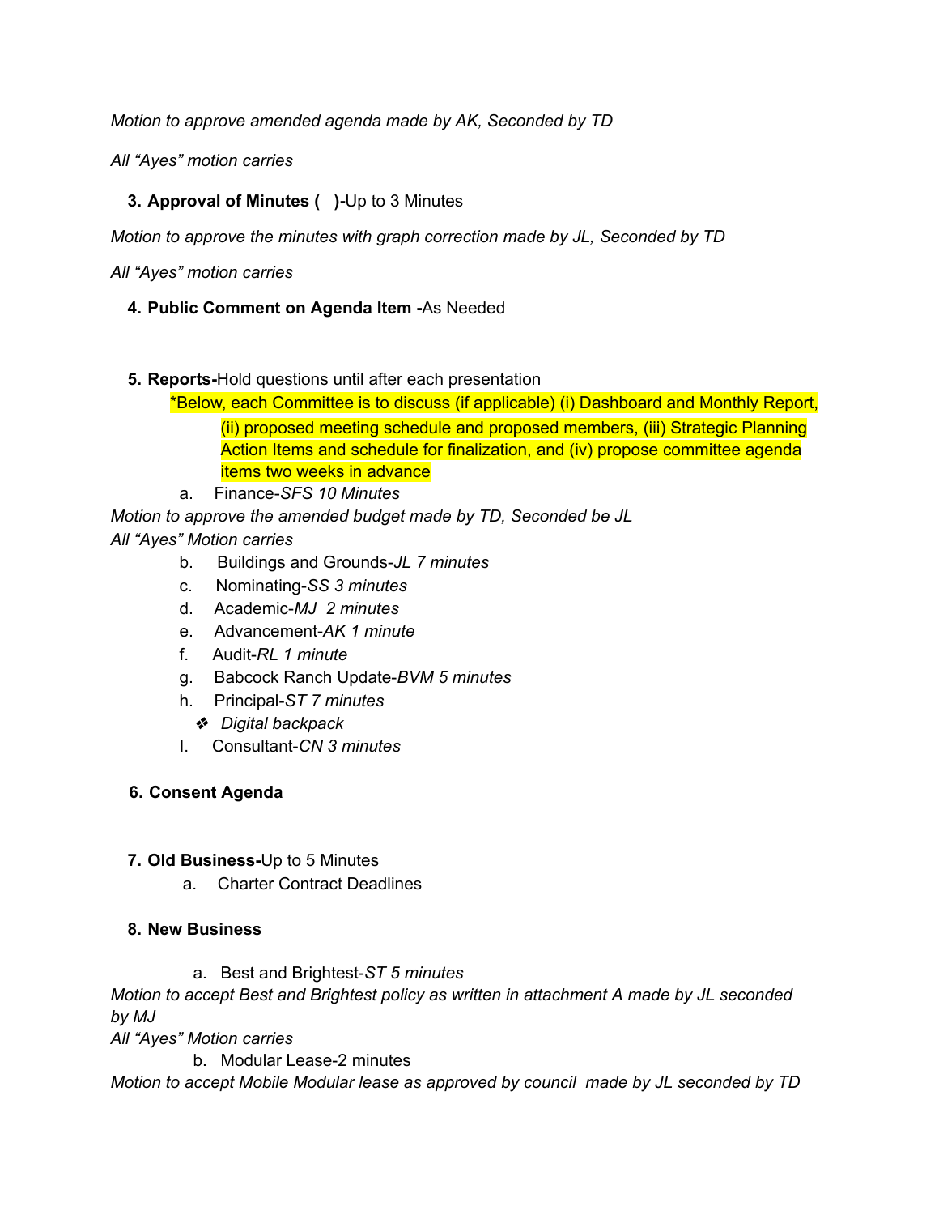*Motion to approve amended agenda made by AK, Seconded by TD*

*All "Ayes" motion carries*

3. **Approval of Minutes (   )-**Up to 3 Minutes

*Motion to approve the minutes with graph correction made by JL, Seconded by TD*

*All "Ayes" motion carries*

4. **Public Comment on Agenda Item -**As Needed

5. **Reports-**Hold questions until after each presentation

   *Below, each Committee is to discuss (if applicable) (i) Dashboard and Monthly Report, (ii) proposed meeting schedule and proposed members, (iii) Strategic Planning Action Items and schedule for finalization, and (iv) propose committee agenda items two weeks in advance

   a. Finance-*SFS 10 Minutes*

*Motion to approve the amended budget made by TD, Seconded be JL*
*All "Ayes" Motion carries*

   b. Buildings and Grounds-*JL 7 minutes*
   c. Nominating-*SS 3 minutes*
   d. Academic-*MJ  2 minutes*
   e. Advancement-*AK 1 minute*
   f. Audit-*RL 1 minute*
   g. Babcock Ranch Update-*BVM 5 minutes*
   h. Principal-*ST 7 minutes*
      - *Digital backpack*
   I. Consultant-*CN 3 minutes*

6. **Consent Agenda**

7. **Old Business-**Up to 5 Minutes
   a. Charter Contract Deadlines

8. **New Business**

   a. Best and Brightest-*ST 5 minutes*

*Motion to accept Best and Brightest policy as written in attachment A made by JL seconded by MJ*
*All "Ayes" Motion carries*

   b. Modular Lease-2 minutes

*Motion to accept Mobile Modular lease as approved by council  made by JL seconded by TD*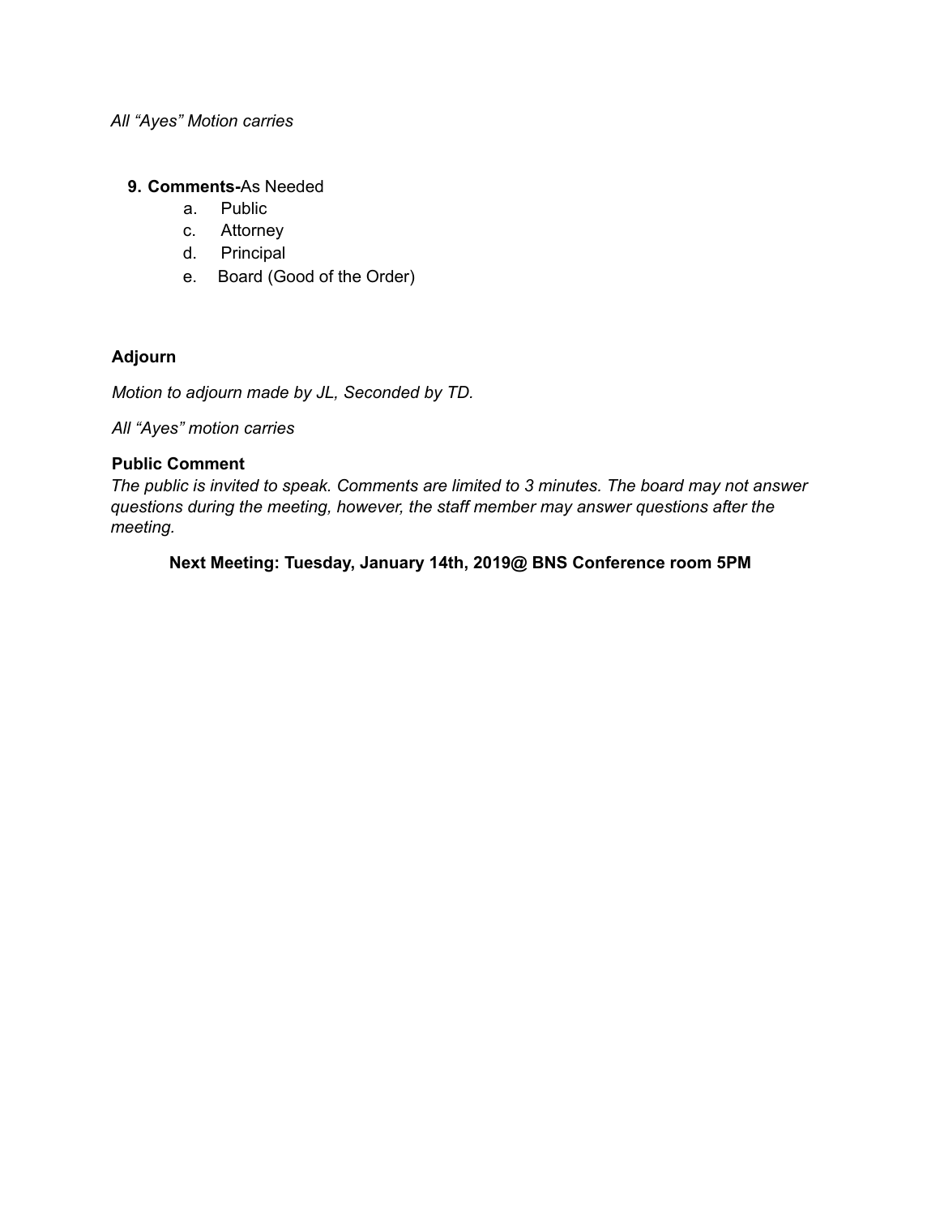*All "Ayes" Motion carries*

9. **Comments-**As Needed
   a. Public
   c. Attorney
   d. Principal
   e. Board (Good of the Order)

**Adjourn**

*Motion to adjourn made by JL, Seconded by TD.*

*All "Ayes" motion carries*

**Public Comment**

*The public is invited to speak. Comments are limited to 3 minutes. The board may not answer questions during the meeting, however, the staff member may answer questions after the meeting.*

**Next Meeting: Tuesday, January 14th, 2019@ BNS Conference room 5PM**